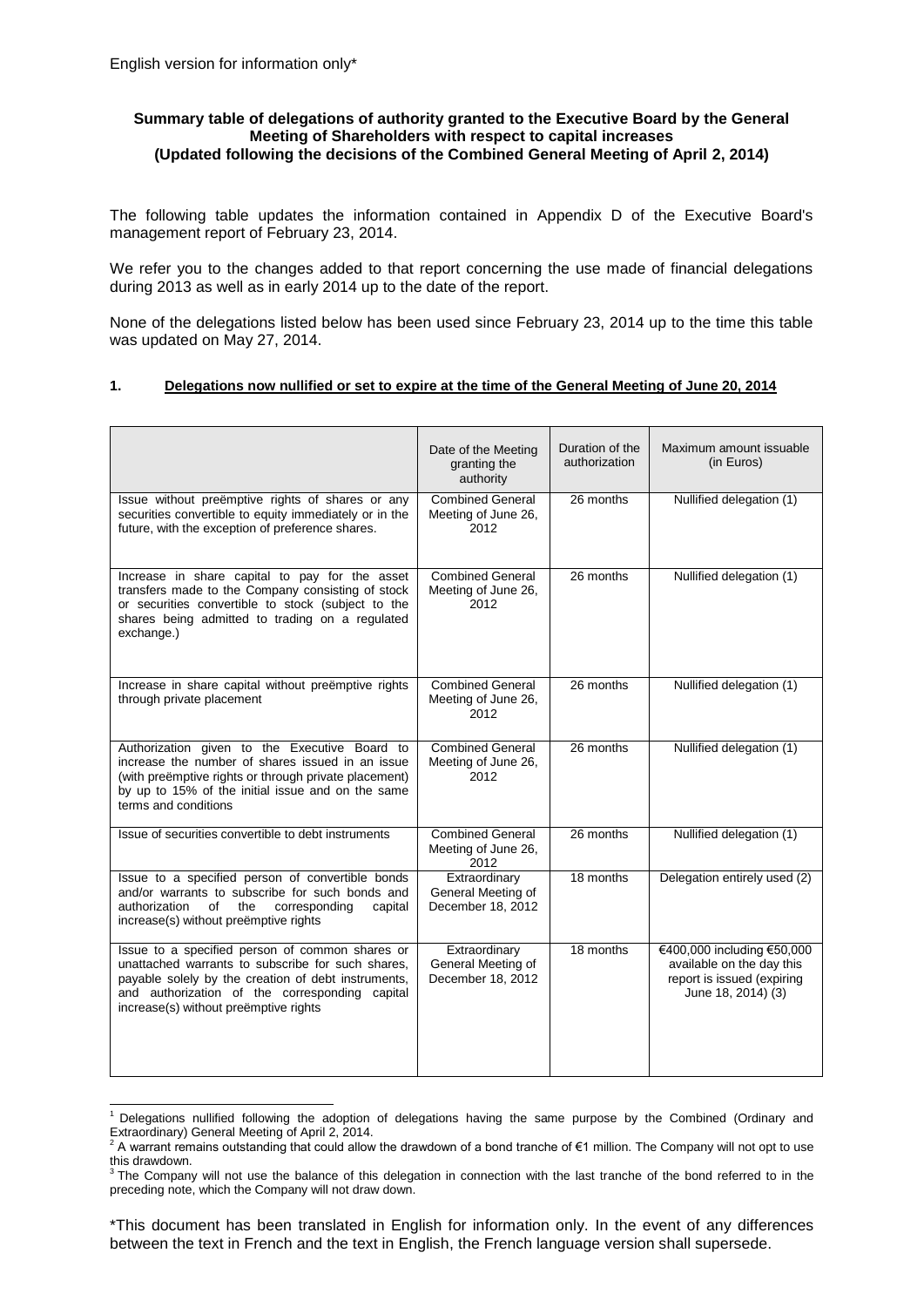English version for information only*

**Summary table of delegations of authority granted to the Executive Board by the General Meeting of Shareholders with respect to capital increases (Updated following the decisions of the Combined General Meeting of April 2, 2014)**

The following table updates the information contained in Appendix D of the Executive Board's management report of February 23, 2014.

We refer you to the changes added to that report concerning the use made of financial delegations during 2013 as well as in early 2014 up to the date of the report.

None of the delegations listed below has been used since February 23, 2014 up to the time this table was updated on May 27, 2014.

**1. Delegations now nullified or set to expire at the time of the General Meeting of June 20, 2014**

| | Date of the Meeting granting the authority | Duration of the authorization | Maximum amount issuable (in Euros) |
|---|---|---|---|
| Issue without preëmptive rights of shares or any securities convertible to equity immediately or in the future, with the exception of preference shares. | Combined General Meeting of June 26, 2012 | 26 months | Nullified delegation (1) |
| Increase in share capital to pay for the asset transfers made to the Company consisting of stock or securities convertible to stock (subject to the shares being admitted to trading on a regulated exchange.) | Combined General Meeting of June 26, 2012 | 26 months | Nullified delegation (1) |
| Increase in share capital without preëmptive rights through private placement | Combined General Meeting of June 26, 2012 | 26 months | Nullified delegation (1) |
| Authorization given to the Executive Board to increase the number of shares issued in an issue (with preëmptive rights or through private placement) by up to 15% of the initial issue and on the same terms and conditions | Combined General Meeting of June 26, 2012 | 26 months | Nullified delegation (1) |
| Issue of securities convertible to debt instruments | Combined General Meeting of June 26, 2012 | 26 months | Nullified delegation (1) |
| Issue to a specified person of convertible bonds and/or warrants to subscribe for such bonds and authorization of the corresponding capital increase(s) without preëmptive rights | Extraordinary General Meeting of December 18, 2012 | 18 months | Delegation entirely used (2) |
| Issue to a specified person of common shares or unattached warrants to subscribe for such shares, payable solely by the creation of debt instruments, and authorization of the corresponding capital increase(s) without preëmptive rights | Extraordinary General Meeting of December 18, 2012 | 18 months | €400,000 including €50,000 available on the day this report is issued (expiring June 18, 2014) (3) |

[1] Delegations nullified following the adoption of delegations having the same purpose by the Combined (Ordinary and Extraordinary) General Meeting of April 2, 2014.

[2] A warrant remains outstanding that could allow the drawdown of a bond tranche of €1 million. The Company will not opt to use this drawdown.

[3] The Company will not use the balance of this delegation in connection with the last tranche of the bond referred to in the preceding note, which the Company will not draw down.

*This document has been translated in English for information only. In the event of any differences between the text in French and the text in English, the French language version shall supersede.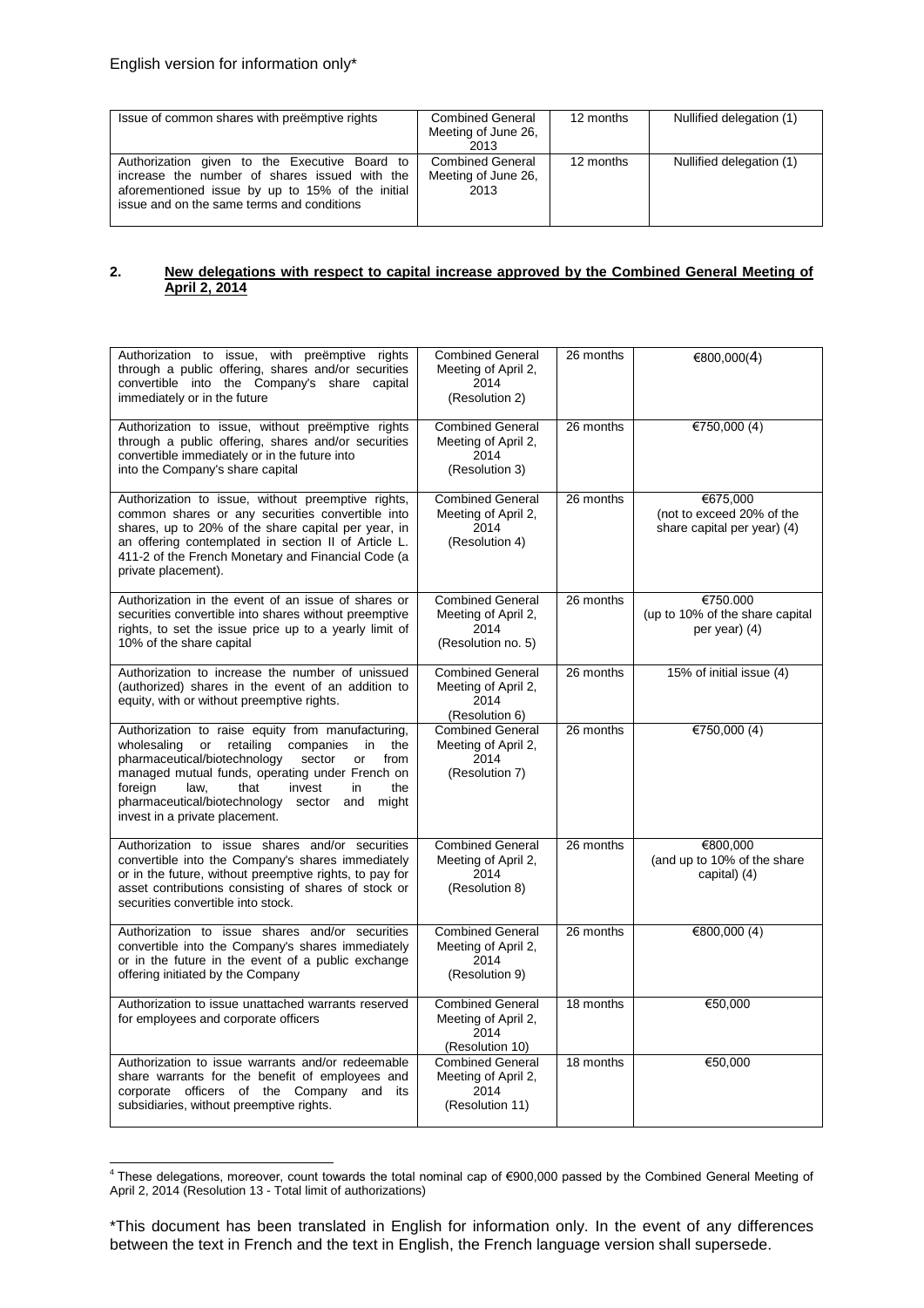| Issue of common shares with preëmptive rights | Combined General Meeting of June 26, 2013 | 12 months | Nullified delegation (1) |
|---|---|---|---|
| Authorization given to the Executive Board to increase the number of shares issued with the aforementioned issue by up to 15% of the initial issue and on the same terms and conditions | Combined General Meeting of June 26, 2013 | 12 months | Nullified delegation (1) |

## 2. New delegations with respect to capital increase approved by the Combined General Meeting of April 2, 2014

| | | | |
|---|---|---|---|
| Authorization to issue, with preëmptive rights through a public offering, shares and/or securities convertible into the Company's share capital immediately or in the future | Combined General Meeting of April 2, 2014 (Resolution 2) | 26 months | €800,000(4) |
| Authorization to issue, without preëmptive rights through a public offering, shares and/or securities convertible immediately or in the future into into the Company's share capital | Combined General Meeting of April 2, 2014 (Resolution 3) | 26 months | €750,000 (4) |
| Authorization to issue, without preemptive rights, common shares or any securities convertible into shares without preemptive rights, up to 20% of the share capital per year, in an offering contemplated in section II of Article L. 411-2 of the French Monetary and Financial Code (a private placement). | Combined General Meeting of April 2, 2014 (Resolution 4) | 26 months | €675,000 (not to exceed 20% of the share capital per year) (4) |
| Authorization in the event of an issue of shares or securities convertible into shares without preemptive rights, to set the issue price up to a yearly limit of 10% of the share capital | Combined General Meeting of April 2, 2014 (Resolution no. 5) | 26 months | €750.000 (up to 10% of the share capital per year) (4) |
| Authorization to increase the number of unissued (authorized) shares in the event of an addition to equity, with or without preemptive rights. | Combined General Meeting of April 2, 2014 (Resolution 6) | 26 months | 15% of initial issue (4) |
| Authorization to raise equity from manufacturing, wholesaling or retailing companies in the pharmaceutical/biotechnology sector or from managed mutual funds, operating under French on foreign law, that invest in the pharmaceutical/biotechnology sector and might invest in a private placement. | Combined General Meeting of April 2, 2014 (Resolution 7) | 26 months | €750,000 (4) |
| Authorization to issue shares and/or securities convertible into the Company's shares immediately or in the future, without preemptive rights, to pay for asset contributions consisting of shares of stock or securities convertible into stock. | Combined General Meeting of April 2, 2014 (Resolution 8) | 26 months | €800,000 (and up to 10% of the share capital) (4) |
| Authorization to issue shares and/or securities convertible into the Company's shares immediately or in the future in the event of a public exchange offering initiated by the Company | Combined General Meeting of April 2, 2014 (Resolution 9) | 26 months | €800,000 (4) |
| Authorization to issue unattached warrants reserved for employees and corporate officers | Combined General Meeting of April 2, 2014 (Resolution 10) | 18 months | €50,000 |
| Authorization to issue warrants and/or redeemable share warrants for the benefit of employees and corporate officers of the Company and its subsidiaries, without preemptive rights. | Combined General Meeting of April 2, 2014 (Resolution 11) | 18 months | €50,000 |

[4] These delegations, moreover, count towards the total nominal cap of €900,000 passed by the Combined General Meeting of April 2, 2014 (Resolution 13 - Total limit of authorizations)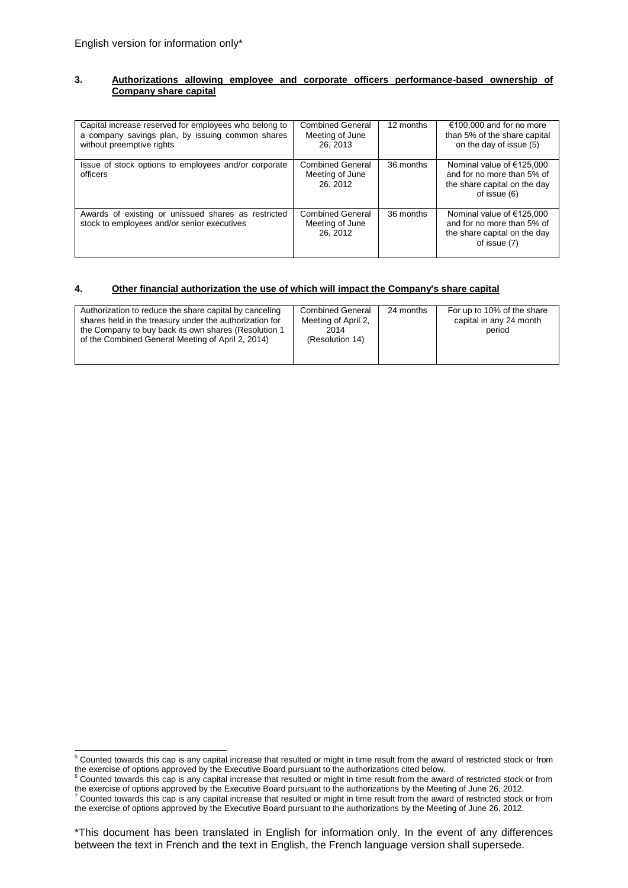## 3. Authorizations allowing employee and corporate officers performance-based ownership of Company share capital

| | | | |
|---|---|---|---|
| Capital increase reserved for employees who belong to a company savings plan, by issuing common shares without preemptive rights | Combined General Meeting of June 26, 2013 | 12 months | €100,000 and for no more than 5% of the share capital on the day of issue (5) |
| Issue of stock options to employees and/or corporate officers | Combined General Meeting of June 26, 2012 | 36 months | Nominal value of €125,000 and for no more than 5% of the share capital on the day of issue (6) |
| Awards of existing or unissued shares as restricted stock to employees and/or senior executives | Combined General Meeting of June 26, 2012 | 36 months | Nominal value of €125,000 and for no more than 5% of the share capital on the day of issue (7) |

## 4. Other financial authorization the use of which will impact the Company's share capital

| | | | |
|---|---|---|---|
| Authorization to reduce the share capital by canceling shares held in the treasury under the authorization for the Company to buy back its own shares (Resolution 1 of the Combined General Meeting of April 2, 2014) | Combined General Meeting of April 2, 2014 (Resolution 14) | 24 months | For up to 10% of the share capital in any 24 month period |

[5] Counted towards this cap is any capital increase that resulted or might in time result from the award of restricted stock or from the exercise of options approved by the Executive Board pursuant to the authorizations cited below.

[6] Counted towards this cap is any capital increase that resulted or might in time result from the award of restricted stock or from the exercise of options approved by the Executive Board pursuant to the authorizations by the Meeting of June 26, 2012.

[7] Counted towards this cap is any capital increase that resulted or might in time result from the award of restricted stock or from the exercise of options approved by the Executive Board pursuant to the authorizations by the Meeting of June 26, 2012.

*This document has been translated in English for information only. In the event of any differences between the text in French and the text in English, the French language version shall supersede.